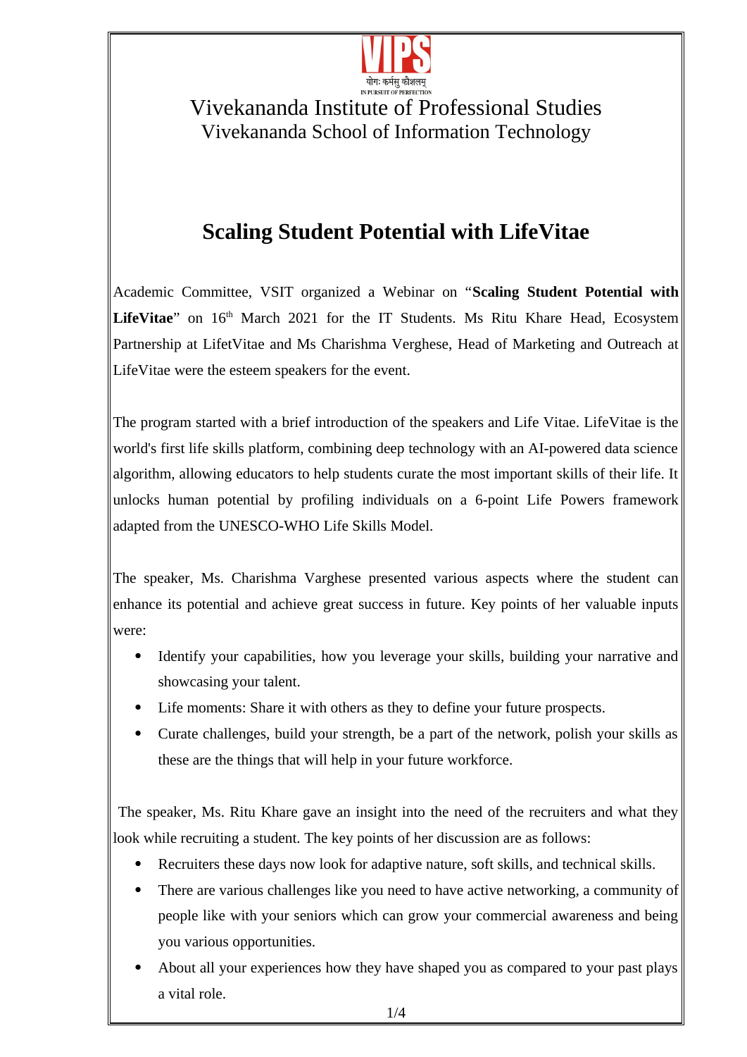Vivekananda Institute of Professional Studies
Vivekananda School of Information Technology

# Scaling Student Potential with LifeVitae

Academic Committee, VSIT organized a Webinar on "**Scaling Student Potential with LifeVitae**" on 16th March 2021 for the IT Students. Ms Ritu Khare Head, Ecosystem Partnership at LifetVitae and Ms Charishma Verghese, Head of Marketing and Outreach at LifeVitae were the esteem speakers for the event.

The program started with a brief introduction of the speakers and Life Vitae. LifeVitae is the world's first life skills platform, combining deep technology with an AI-powered data science algorithm, allowing educators to help students curate the most important skills of their life. It unlocks human potential by profiling individuals on a 6-point Life Powers framework adapted from the UNESCO-WHO Life Skills Model.

The speaker, Ms. Charishma Varghese presented various aspects where the student can enhance its potential and achieve great success in future. Key points of her valuable inputs were:

- Identify your capabilities, how you leverage your skills, building your narrative and showcasing your talent.
- Life moments: Share it with others as they to define your future prospects.
- Curate challenges, build your strength, be a part of the network, polish your skills as these are the things that will help in your future workforce.

The speaker, Ms. Ritu Khare gave an insight into the need of the recruiters and what they look while recruiting a student. The key points of her discussion are as follows:

- Recruiters these days now look for adaptive nature, soft skills, and technical skills.
- There are various challenges like you need to have active networking, a community of people like with your seniors which can grow your commercial awareness and being you various opportunities.
- About all your experiences how they have shaped you as compared to your past plays a vital role.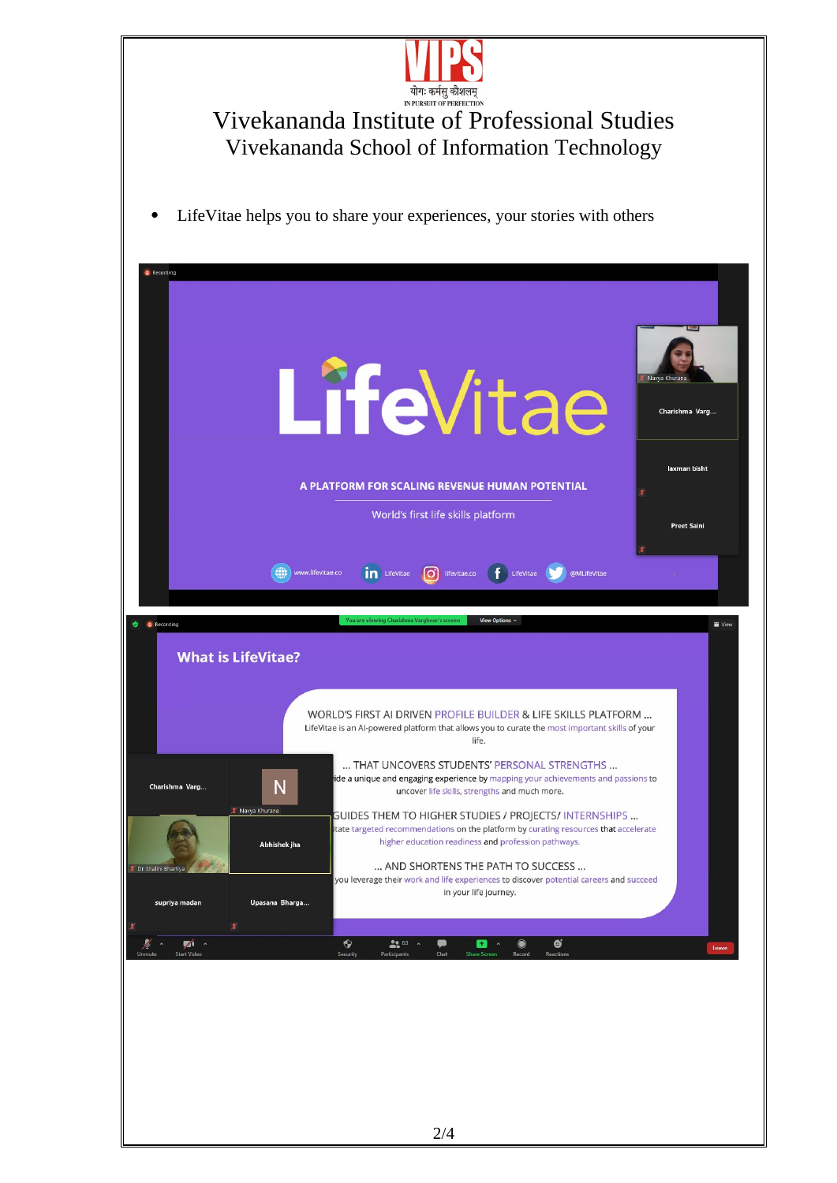Vivekananda Institute of Professional Studies
Vivekananda School of Information Technology

- LifeVitae helps you to share your experiences, your stories with others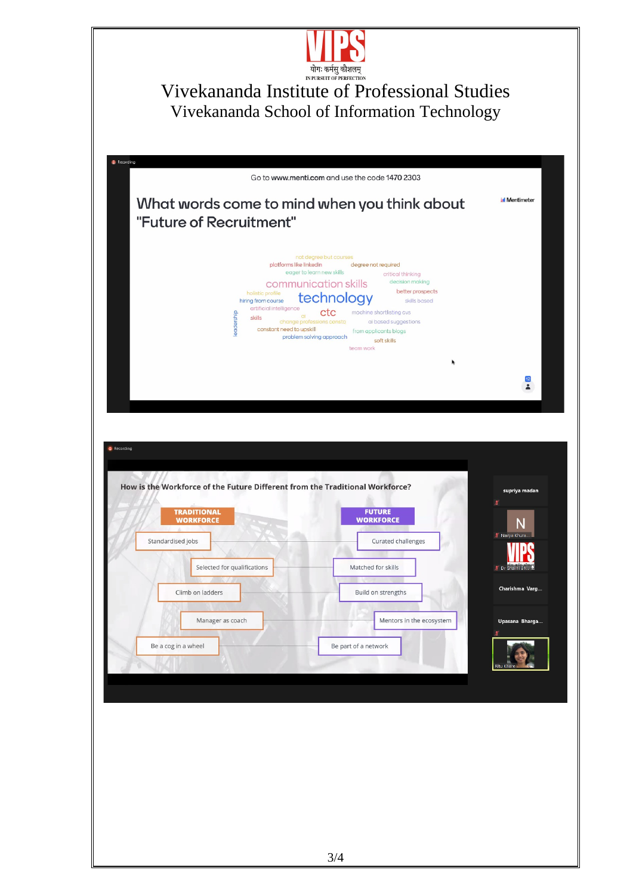# Vivekananda Institute of Professional Studies

## Vivekananda School of Information Technology

Go to www.menti.com and use the code 1470 2303

**What words come to mind when you think about "Future of Recruitment"**

not degree but courses, platforms like linkedin, degree not required, eager to learn new skills, critical thinking, communication skills, decision making, holistic profile, better prospects, hiring from course, technology, skills based, artificial intelligence, leadership, skills, ai, ctc, machine shortlisting cvs, change professions consta, ai based suggestions, constant need to upskill, from applicants blogs, problem solving approach, soft skills, team work

**How is the Workforce of the Future Different from the Traditional Workforce?**

| TRADITIONAL WORKFORCE | FUTURE WORKFORCE |
|---|---|
| Standardised jobs | Curated challenges |
| Selected for qualifications | Matched for skills |
| Climb on ladders | Build on strengths |
| Manager as coach | Mentors in the ecosystem |
| Be a cog in a wheel | Be part of a network |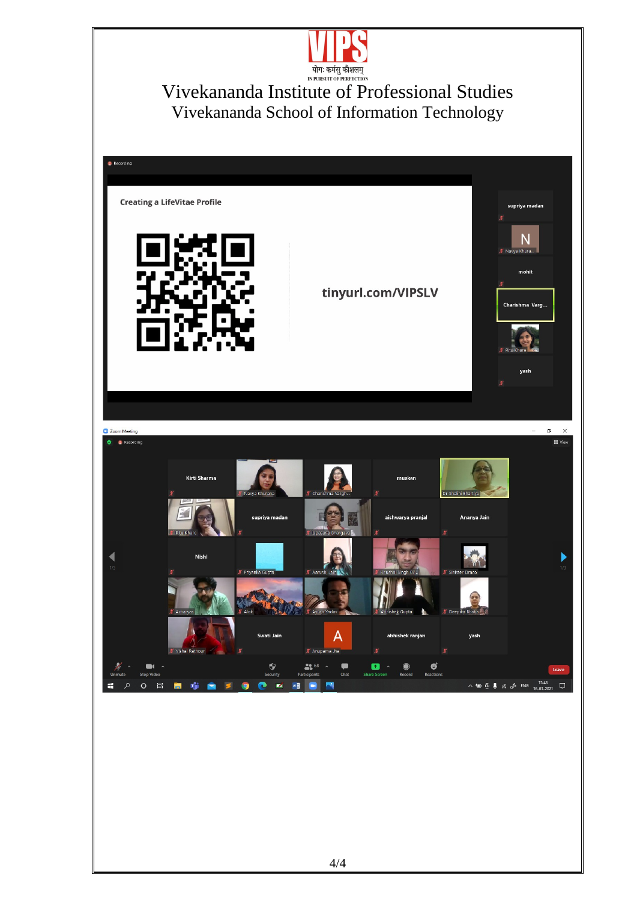योगः कर्मसु कौशलम्

IN PURSUIT OF PERFECTION

# Vivekananda Institute of Professional Studies

## Vivekananda School of Information Technology

Creating a LifeVitae Profile

tinyurl.com/VIPSLV